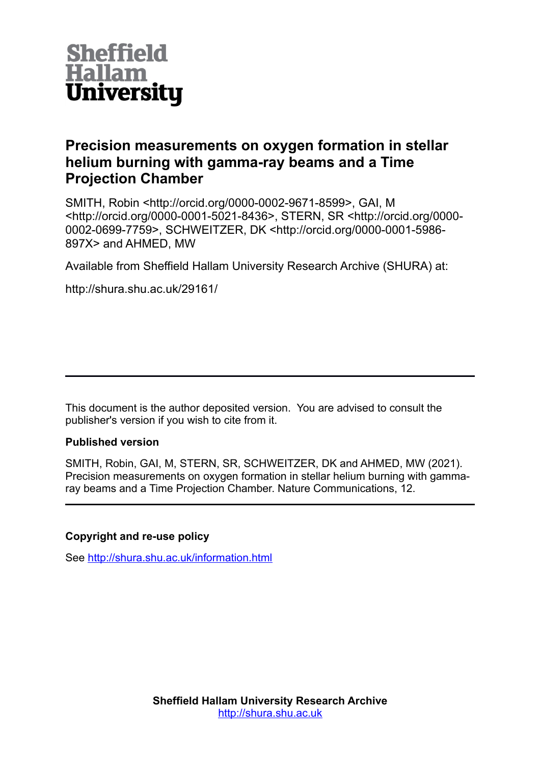Sheffield Hallam University

# Precision measurements on oxygen formation in stellar helium burning with gamma-ray beams and a Time Projection Chamber

SMITH, Robin <http://orcid.org/0000-0002-9671-8599>, GAI, M <http://orcid.org/0000-0001-5021-8436>, STERN, SR <http://orcid.org/0000-0002-0699-7759>, SCHWEITZER, DK <http://orcid.org/0000-0001-5986-897X> and AHMED, MW

Available from Sheffield Hallam University Research Archive (SHURA) at:

http://shura.shu.ac.uk/29161/

---

This document is the author deposited version. You are advised to consult the publisher's version if you wish to cite from it.

### Published version

SMITH, Robin, GAI, M, STERN, SR, SCHWEITZER, DK and AHMED, MW (2021). Precision measurements on oxygen formation in stellar helium burning with gamma-ray beams and a Time Projection Chamber. Nature Communications, 12.

---

### Copyright and re-use policy

See [http://shura.shu.ac.uk/information.html](http://shura.shu.ac.uk/information.html)

**Sheffield Hallam University Research Archive**
[http://shura.shu.ac.uk](http://shura.shu.ac.uk)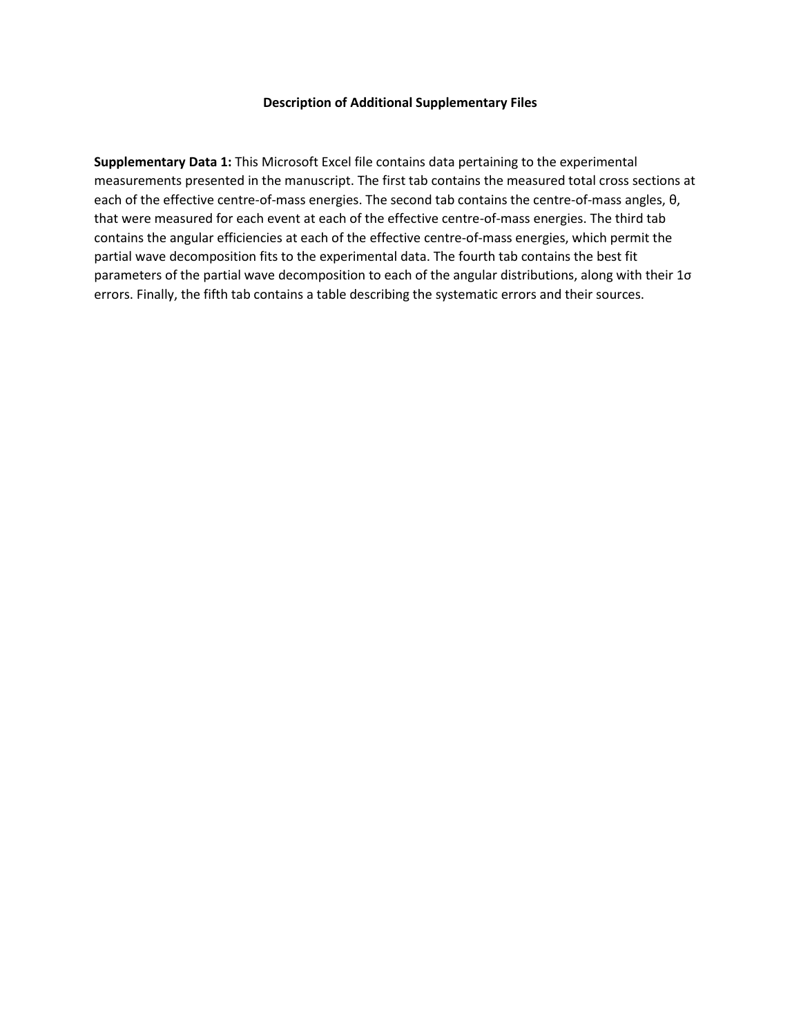**Description of Additional Supplementary Files**

**Supplementary Data 1:** This Microsoft Excel file contains data pertaining to the experimental measurements presented in the manuscript. The first tab contains the measured total cross sections at each of the effective centre-of-mass energies. The second tab contains the centre-of-mass angles, $\theta$, that were measured for each event at each of the effective centre-of-mass energies. The third tab contains the angular efficiencies at each of the effective centre-of-mass energies, which permit the partial wave decomposition fits to the experimental data. The fourth tab contains the best fit parameters of the partial wave decomposition to each of the angular distributions, along with their $1\sigma$ errors. Finally, the fifth tab contains a table describing the systematic errors and their sources.